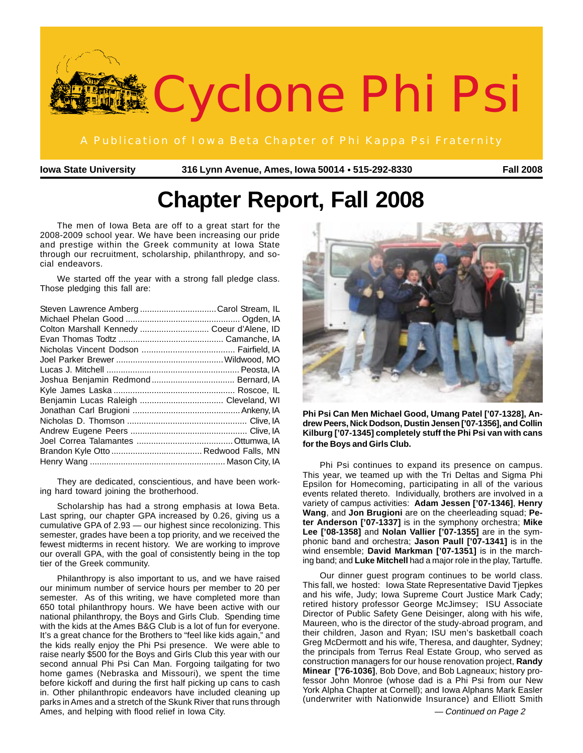# Cyclone Phi Psi

A Publication of Iowa Beta Chapter of Phi Kappa Psi Fraternity

**Iowa State University** **316 Lynn Avenue, Ames, Iowa 50014 • 515-292-8330** **Fall 2008**

# Chapter Report, Fall 2008

The men of Iowa Beta are off to a great start for the 2008-2009 school year. We have been increasing our pride and prestige within the Greek community at Iowa State through our recruitment, scholarship, philanthropy, and social endeavors.

We started off the year with a strong fall pledge class. Those pledging this fall are:

| | |
|---|---|
| Steven Lawrence Amberg | Carol Stream, IL |
| Michael Phelan Good | Ogden, IA |
| Colton Marshall Kennedy | Coeur d'Alene, ID |
| Evan Thomas Todtz | Camanche, IA |
| Nicholas Vincent Dodson | Fairfield, IA |
| Joel Parker Brewer | Wildwood, MO |
| Lucas J. Mitchell | Peosta, IA |
| Joshua Benjamin Redmond | Bernard, IA |
| Kyle James Laska | Roscoe, IL |
| Benjamin Lucas Raleigh | Cleveland, WI |
| Jonathan Carl Brugioni | Ankeny, IA |
| Nicholas D. Thomson | Clive, IA |
| Andrew Eugene Peers | Clive, IA |
| Joel Correa Talamantes | Ottumwa, IA |
| Brandon Kyle Otto | Redwood Falls, MN |
| Henry Wang | Mason City, IA |

They are dedicated, conscientious, and have been working hard toward joining the brotherhood.

Scholarship has had a strong emphasis at Iowa Beta. Last spring, our chapter GPA increased by 0.26, giving us a cumulative GPA of 2.93 — our highest since recolonizing. This semester, grades have been a top priority, and we received the fewest midterms in recent history. We are working to improve our overall GPA, with the goal of consistently being in the top tier of the Greek community.

Philanthropy is also important to us, and we have raised our minimum number of service hours per member to 20 per semester. As of this writing, we have completed more than 650 total philanthropy hours. We have been active with our national philanthropy, the Boys and Girls Club. Spending time with the kids at the Ames B&G Club is a lot of fun for everyone. It's a great chance for the Brothers to "feel like kids again," and the kids really enjoy the Phi Psi presence. We were able to raise nearly $500 for the Boys and Girls Club this year with our second annual Phi Psi Can Man. Forgoing tailgating for two home games (Nebraska and Missouri), we spent the time before kickoff and during the first half picking up cans to cash in. Other philanthropic endeavors have included cleaning up parks in Ames and a stretch of the Skunk River that runs through Ames, and helping with flood relief in Iowa City.

**Phi Psi Can Men Michael Good, Umang Patel ['07-1328], Andrew Peers, Nick Dodson, Dustin Jensen ['07-1356], and Collin Kilburg ['07-1345] completely stuff the Phi Psi van with cans for the Boys and Girls Club.**

Phi Psi continues to expand its presence on campus. This year, we teamed up with the Tri Deltas and Sigma Phi Epsilon for Homecoming, participating in all of the various events related thereto. Individually, brothers are involved in a variety of campus activities: **Adam Jessen ['07-1346]**, **Henry Wang**, and **Jon Brugioni** are on the cheerleading squad; **Peter Anderson ['07-1337]** is in the symphony orchestra; **Mike Lee ['08-1358]** and **Nolan Vallier ['07-1355]** are in the symphonic band and orchestra; **Jason Paull ['07-1341]** is in the wind ensemble; **David Markman ['07-1351]** is in the marching band; and **Luke Mitchell** had a major role in the play, Tartuffe.

Our dinner guest program continues to be world class. This fall, we hosted: Iowa State Representative David Tjepkes and his wife, Judy; Iowa Supreme Court Justice Mark Cady; retired history professor George McJimsey; ISU Associate Director of Public Safety Gene Deisinger, along with his wife, Maureen, who is the director of the study-abroad program, and their children, Jason and Ryan; ISU men's basketball coach Greg McDermott and his wife, Theresa, and daughter, Sydney; the principals from Terrus Real Estate Group, who served as construction managers for our house renovation project, **Randy Minear ['76-1036]**, Bob Dove, and Bob Lagneaux; history professor John Monroe (whose dad is a Phi Psi from our New York Alpha Chapter at Cornell); and Iowa Alphans Mark Easler (underwriter with Nationwide Insurance) and Elliott Smith

*— Continued on Page 2*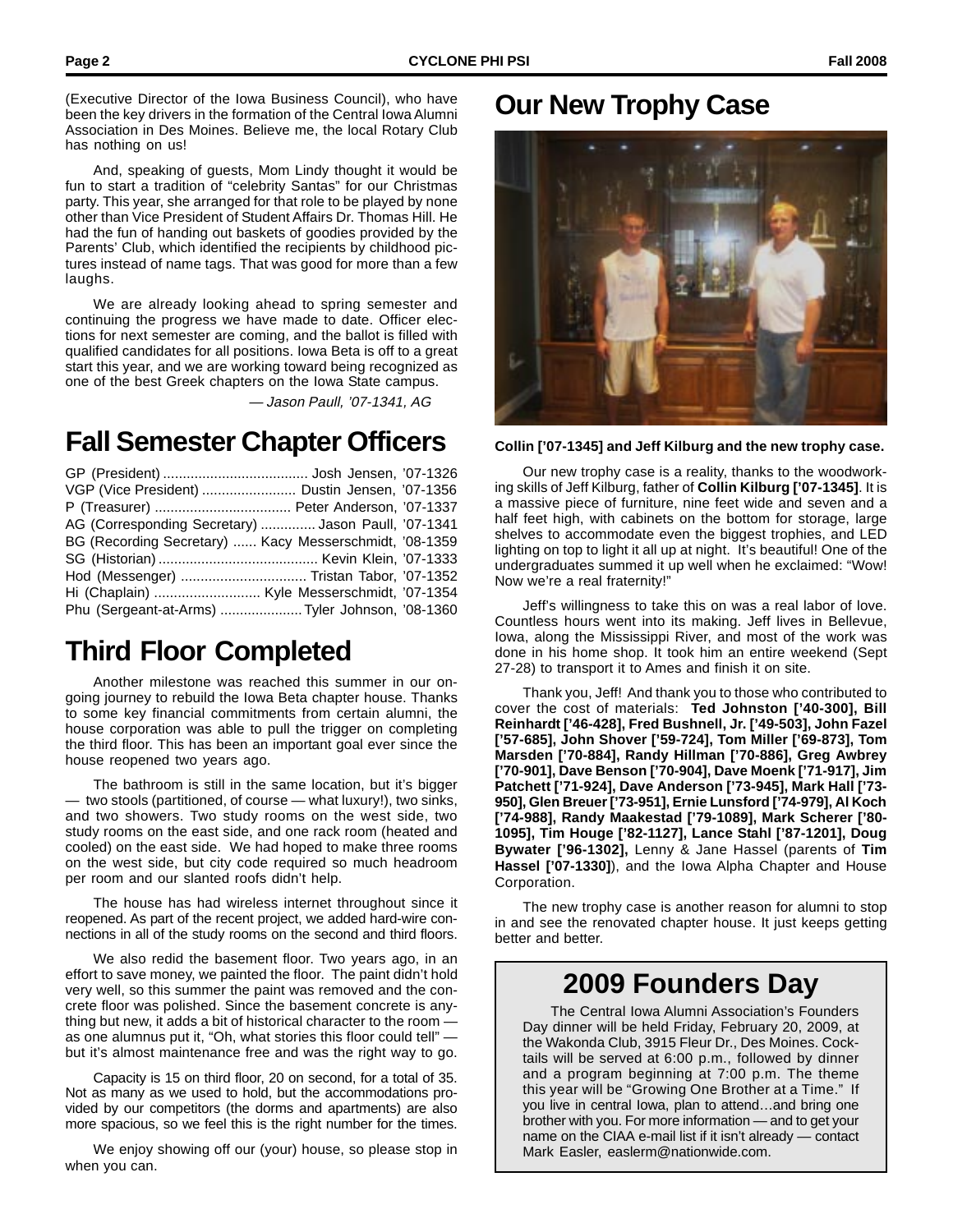(Executive Director of the Iowa Business Council), who have been the key drivers in the formation of the Central Iowa Alumni Association in Des Moines. Believe me, the local Rotary Club has nothing on us!

And, speaking of guests, Mom Lindy thought it would be fun to start a tradition of "celebrity Santas" for our Christmas party. This year, she arranged for that role to be played by none other than Vice President of Student Affairs Dr. Thomas Hill. He had the fun of handing out baskets of goodies provided by the Parents' Club, which identified the recipients by childhood pictures instead of name tags. That was good for more than a few laughs.

We are already looking ahead to spring semester and continuing the progress we have made to date. Officer elections for next semester are coming, and the ballot is filled with qualified candidates for all positions. Iowa Beta is off to a great start this year, and we are working toward being recognized as one of the best Greek chapters on the Iowa State campus.

*— Jason Paull, '07-1341, AG*

# Fall Semester Chapter Officers

GP (President) .................................... Josh Jensen, '07-1326
VGP (Vice President) ........................ Dustin Jensen, '07-1356
P (Treasurer) .................................. Peter Anderson, '07-1337
AG (Corresponding Secretary) .............. Jason Paull, '07-1341
BG (Recording Secretary) ...... Kacy Messerschmidt, '08-1359
SG (Historian) ......................................... Kevin Klein, '07-1333
Hod (Messenger) ................................ Tristan Tabor, '07-1352
Hi (Chaplain) ........................... Kyle Messerschmidt, '07-1354
Phu (Sergeant-at-Arms) ..................... Tyler Johnson, '08-1360

# Third Floor Completed

Another milestone was reached this summer in our ongoing journey to rebuild the Iowa Beta chapter house. Thanks to some key financial commitments from certain alumni, the house corporation was able to pull the trigger on completing the third floor. This has been an important goal ever since the house reopened two years ago.

The bathroom is still in the same location, but it's bigger — two stools (partitioned, of course — what luxury!), two sinks, and two showers. Two study rooms on the west side, two study rooms on the east side, and one rack room (heated and cooled) on the east side. We had hoped to make three rooms on the west side, but city code required so much headroom per room and our slanted roofs didn't help.

The house has had wireless internet throughout since it reopened. As part of the recent project, we added hard-wire connections in all of the study rooms on the second and third floors.

We also redid the basement floor. Two years ago, in an effort to save money, we painted the floor. The paint didn't hold very well, so this summer the paint was removed and the concrete floor was polished. Since the basement concrete is anything but new, it adds a bit of historical character to the room — as one alumnus put it, "Oh, what stories this floor could tell" — but it's almost maintenance free and was the right way to go.

Capacity is 15 on third floor, 20 on second, for a total of 35. Not as many as we used to hold, but the accommodations provided by our competitors (the dorms and apartments) are also more spacious, so we feel this is the right number for the times.

We enjoy showing off our (your) house, so please stop in when you can.

# Our New Trophy Case

**Collin ['07-1345] and Jeff Kilburg and the new trophy case.**

Our new trophy case is a reality, thanks to the woodworking skills of Jeff Kilburg, father of **Collin Kilburg ['07-1345]**. It is a massive piece of furniture, nine feet wide and seven and a half feet high, with cabinets on the bottom for storage, large shelves to accommodate even the biggest trophies, and LED lighting on top to light it all up at night. It's beautiful! One of the undergraduates summed it up well when he exclaimed: "Wow! Now we're a real fraternity!"

Jeff's willingness to take this on was a real labor of love. Countless hours went into its making. Jeff lives in Bellevue, Iowa, along the Mississippi River, and most of the work was done in his home shop. It took him an entire weekend (Sept 27-28) to transport it to Ames and finish it on site.

Thank you, Jeff! And thank you to those who contributed to cover the cost of materials: **Ted Johnston ['40-300], Bill Reinhardt ['46-428], Fred Bushnell, Jr. ['49-503], John Fazel ['57-685], John Shover ['59-724], Tom Miller ['69-873], Tom Marsden ['70-884], Randy Hillman ['70-886], Greg Awbrey ['70-901], Dave Benson ['70-904], Dave Moenk ['71-917], Jim Patchett ['71-924], Dave Anderson ['73-945], Mark Hall ['73-950], Glen Breuer ['73-951], Ernie Lunsford ['74-979], Al Koch ['74-988], Randy Maakestad ['79-1089], Mark Scherer ['80-1095], Tim Houge ['82-1127], Lance Stahl ['87-1201], Doug Bywater ['96-1302],** Lenny & Jane Hassel (parents of **Tim Hassel ['07-1330]**), and the Iowa Alpha Chapter and House Corporation.

The new trophy case is another reason for alumni to stop in and see the renovated chapter house. It just keeps getting better and better.

## 2009 Founders Day

The Central Iowa Alumni Association's Founders Day dinner will be held Friday, February 20, 2009, at the Wakonda Club, 3915 Fleur Dr., Des Moines. Cocktails will be served at 6:00 p.m., followed by dinner and a program beginning at 7:00 p.m. The theme this year will be "Growing One Brother at a Time." If you live in central Iowa, plan to attend…and bring one brother with you. For more information — and to get your name on the CIAA e-mail list if it isn't already — contact Mark Easler, easlerm@nationwide.com.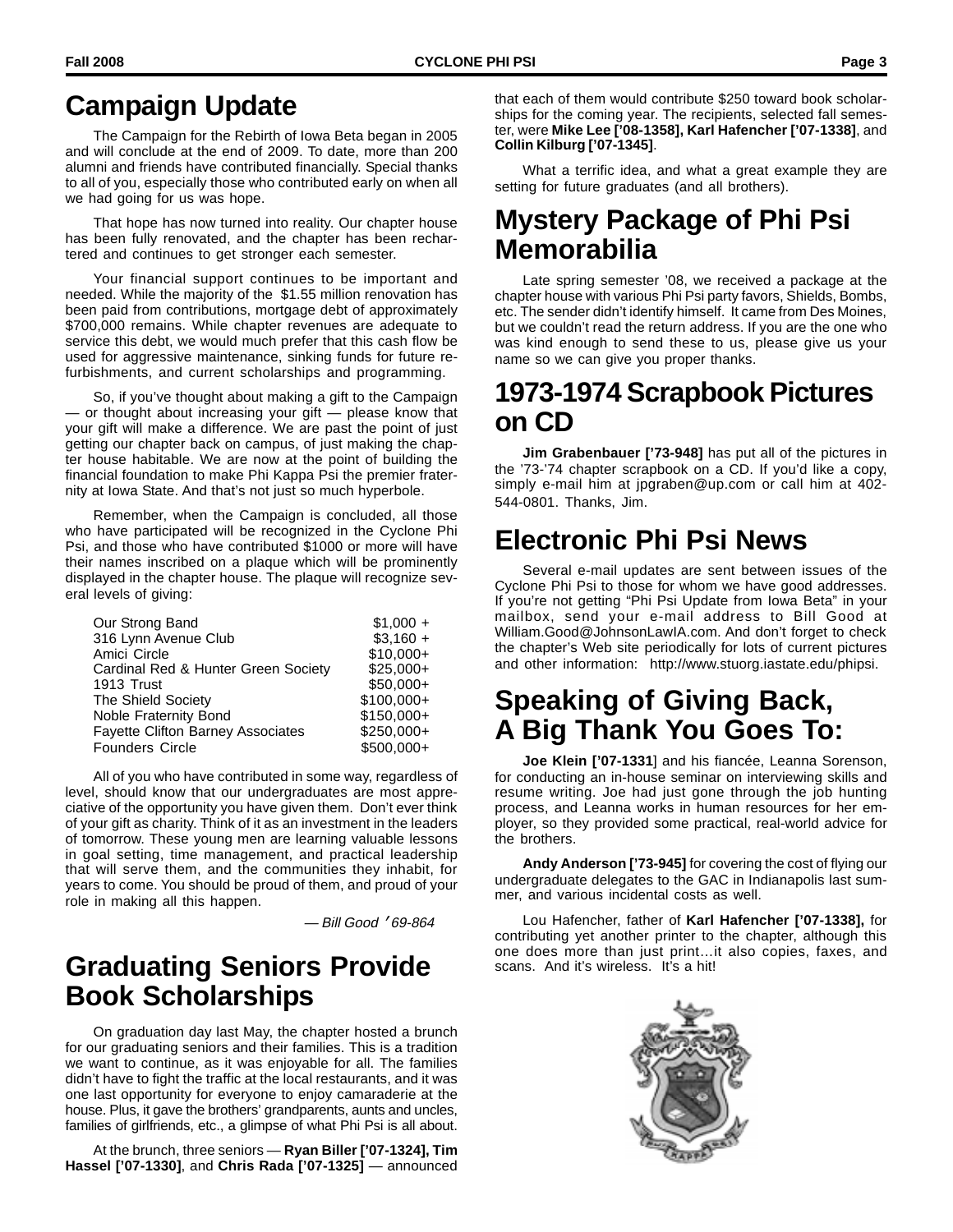# Campaign Update

The Campaign for the Rebirth of Iowa Beta began in 2005 and will conclude at the end of 2009. To date, more than 200 alumni and friends have contributed financially. Special thanks to all of you, especially those who contributed early on when all we had going for us was hope.

That hope has now turned into reality. Our chapter house has been fully renovated, and the chapter has been rechartered and continues to get stronger each semester.

Your financial support continues to be important and needed. While the majority of the $1.55 million renovation has been paid from contributions, mortgage debt of approximately $700,000 remains. While chapter revenues are adequate to service this debt, we would much prefer that this cash flow be used for aggressive maintenance, sinking funds for future refurbishments, and current scholarships and programming.

So, if you've thought about making a gift to the Campaign — or thought about increasing your gift — please know that your gift will make a difference. We are past the point of just getting our chapter back on campus, of just making the chapter house habitable. We are now at the point of building the financial foundation to make Phi Kappa Psi the premier fraternity at Iowa State. And that's not just so much hyperbole.

Remember, when the Campaign is concluded, all those who have participated will be recognized in the Cyclone Phi Psi, and those who have contributed $1000 or more will have their names inscribed on a plaque which will be prominently displayed in the chapter house. The plaque will recognize several levels of giving:

| | |
|---|---|
| Our Strong Band | $1,000 + |
| 316 Lynn Avenue Club | $3,160 + |
| Amici Circle | $10,000+ |
| Cardinal Red & Hunter Green Society | $25,000+ |
| 1913 Trust | $50,000+ |
| The Shield Society | $100,000+ |
| Noble Fraternity Bond | $150,000+ |
| Fayette Clifton Barney Associates | $250,000+ |
| Founders Circle | $500,000+ |

All of you who have contributed in some way, regardless of level, should know that our undergraduates are most appreciative of the opportunity you have given them. Don't ever think of your gift as charity. Think of it as an investment in the leaders of tomorrow. These young men are learning valuable lessons in goal setting, time management, and practical leadership that will serve them, and the communities they inhabit, for years to come. You should be proud of them, and proud of your role in making all this happen.

*— Bill Good '69-864*

# Graduating Seniors Provide Book Scholarships

On graduation day last May, the chapter hosted a brunch for our graduating seniors and their families. This is a tradition we want to continue, as it was enjoyable for all. The families didn't have to fight the traffic at the local restaurants, and it was one last opportunity for everyone to enjoy camaraderie at the house. Plus, it gave the brothers' grandparents, aunts and uncles, families of girlfriends, etc., a glimpse of what Phi Psi is all about.

At the brunch, three seniors — **Ryan Biller ['07-1324], Tim Hassel ['07-1330]**, and **Chris Rada ['07-1325]** — announced that each of them would contribute $250 toward book scholarships for the coming year. The recipients, selected fall semester, were **Mike Lee ['08-1358], Karl Hafencher ['07-1338]**, and **Collin Kilburg ['07-1345]**.

What a terrific idea, and what a great example they are setting for future graduates (and all brothers).

# Mystery Package of Phi Psi Memorabilia

Late spring semester '08, we received a package at the chapter house with various Phi Psi party favors, Shields, Bombs, etc. The sender didn't identify himself. It came from Des Moines, but we couldn't read the return address. If you are the one who was kind enough to send these to us, please give us your name so we can give you proper thanks.

# 1973-1974 Scrapbook Pictures on CD

**Jim Grabenbauer ['73-948]** has put all of the pictures in the '73-'74 chapter scrapbook on a CD. If you'd like a copy, simply e-mail him at jpgraben@up.com or call him at 402-544-0801. Thanks, Jim.

# Electronic Phi Psi News

Several e-mail updates are sent between issues of the Cyclone Phi Psi to those for whom we have good addresses. If you're not getting "Phi Psi Update from Iowa Beta" in your mailbox, send your e-mail address to Bill Good at William.Good@JohnsonLawIA.com. And don't forget to check the chapter's Web site periodically for lots of current pictures and other information: http://www.stuorg.iastate.edu/phipsi.

# Speaking of Giving Back, A Big Thank You Goes To:

**Joe Klein ['07-1331**] and his fiancée, Leanna Sorenson, for conducting an in-house seminar on interviewing skills and resume writing. Joe had just gone through the job hunting process, and Leanna works in human resources for her employer, so they provided some practical, real-world advice for the brothers.

**Andy Anderson ['73-945]** for covering the cost of flying our undergraduate delegates to the GAC in Indianapolis last summer, and various incidental costs as well.

Lou Hafencher, father of **Karl Hafencher ['07-1338],** for contributing yet another printer to the chapter, although this one does more than just print…it also copies, faxes, and scans. And it's wireless. It's a hit!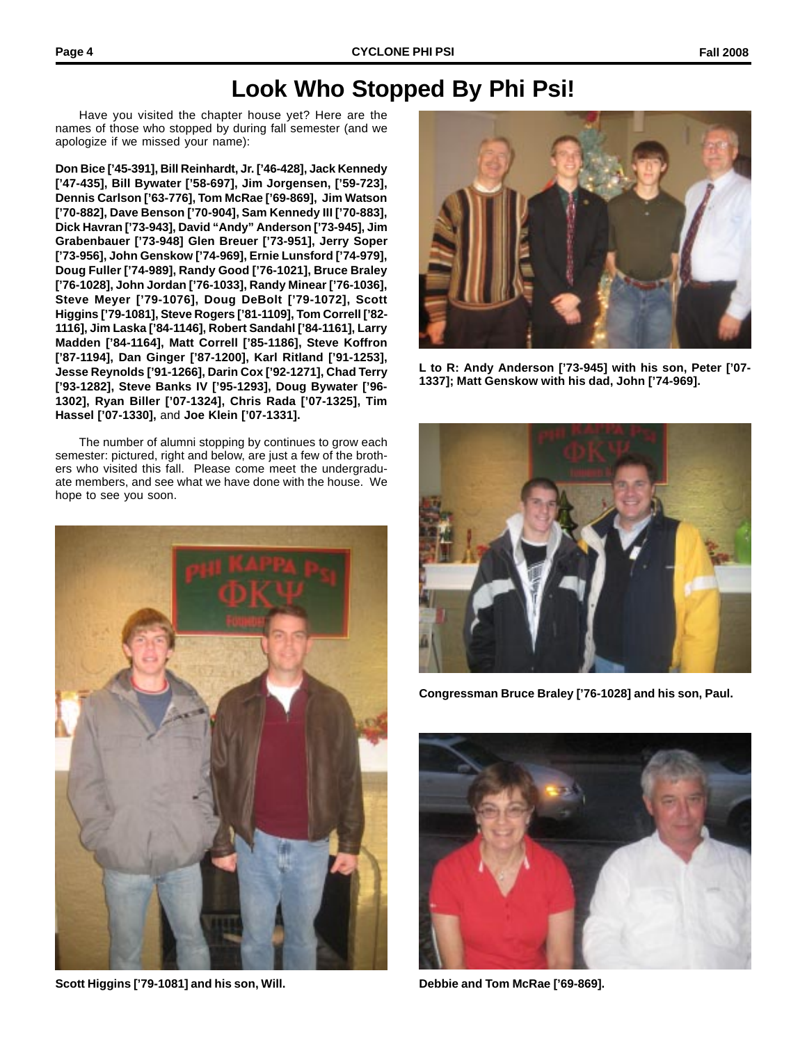# Look Who Stopped By Phi Psi!

Have you visited the chapter house yet? Here are the names of those who stopped by during fall semester (and we apologize if we missed your name):

**Don Bice ['45-391], Bill Reinhardt, Jr. ['46-428], Jack Kennedy ['47-435], Bill Bywater ['58-697], Jim Jorgensen, ['59-723], Dennis Carlson ['63-776], Tom McRae ['69-869], Jim Watson ['70-882], Dave Benson ['70-904], Sam Kennedy III ['70-883], Dick Havran ['73-943], David "Andy" Anderson ['73-945], Jim Grabenbauer ['73-948] Glen Breuer ['73-951], Jerry Soper ['73-956], John Genskow ['74-969], Ernie Lunsford ['74-979], Doug Fuller ['74-989], Randy Good ['76-1021], Bruce Braley ['76-1028], John Jordan ['76-1033], Randy Minear ['76-1036], Steve Meyer ['79-1076], Doug DeBolt ['79-1072], Scott Higgins ['79-1081], Steve Rogers ['81-1109], Tom Correll ['82-1116], Jim Laska ['84-1146], Robert Sandahl ['84-1161], Larry Madden ['84-1164], Matt Correll ['85-1186], Steve Koffron ['87-1194], Dan Ginger ['87-1200], Karl Ritland ['91-1253], Jesse Reynolds ['91-1266], Darin Cox ['92-1271], Chad Terry ['93-1282], Steve Banks IV ['95-1293], Doug Bywater ['96-1302], Ryan Biller ['07-1324], Chris Rada ['07-1325], Tim Hassel ['07-1330],** and **Joe Klein ['07-1331].**

The number of alumni stopping by continues to grow each semester: pictured, right and below, are just a few of the brothers who visited this fall. Please come meet the undergraduate members, and see what we have done with the house. We hope to see you soon.

**L to R: Andy Anderson ['73-945] with his son, Peter ['07-1337]; Matt Genskow with his dad, John ['74-969].**

**Congressman Bruce Braley ['76-1028] and his son, Paul.**

**Scott Higgins ['79-1081] and his son, Will.**

**Debbie and Tom McRae ['69-869].**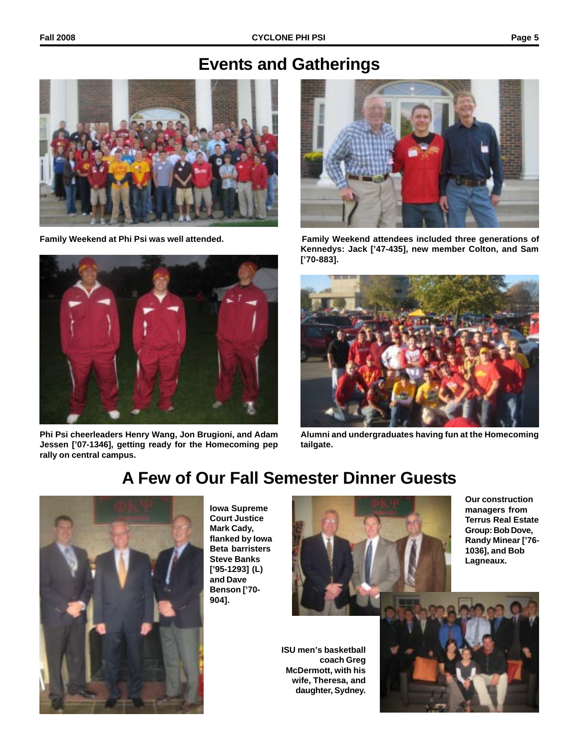# Events and Gatherings

Family Weekend at Phi Psi was well attended.

Family Weekend attendees included three generations of Kennedys: Jack ['47-435], new member Colton, and Sam ['70-883].

Phi Psi cheerleaders Henry Wang, Jon Brugioni, and Adam Jessen ['07-1346], getting ready for the Homecoming pep rally on central campus.

Alumni and undergraduates having fun at the Homecoming tailgate.

# A Few of Our Fall Semester Dinner Guests

Iowa Supreme Court Justice Mark Cady, flanked by Iowa Beta barristers Steve Banks ['95-1293] (L) and Dave Benson ['70-904].

Our construction managers from Terrus Real Estate Group: Bob Dove, Randy Minear ['76-1036], and Bob Lagneaux.

ISU men's basketball coach Greg McDermott, with his wife, Theresa, and daughter, Sydney.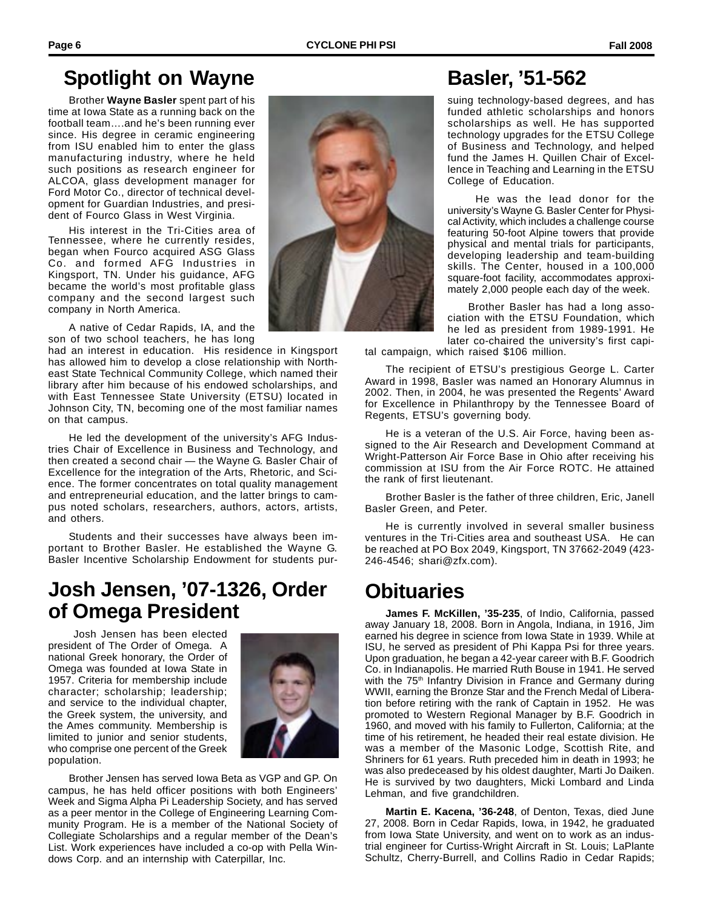# Spotlight on Wayne Basler, '51-562

Brother **Wayne Basler** spent part of his time at Iowa State as a running back on the football team….and he's been running ever since. His degree in ceramic engineering from ISU enabled him to enter the glass manufacturing industry, where he held such positions as research engineer for ALCOA, glass development manager for Ford Motor Co., director of technical development for Guardian Industries, and president of Fourco Glass in West Virginia.

His interest in the Tri-Cities area of Tennessee, where he currently resides, began when Fourco acquired ASG Glass Co. and formed AFG Industries in Kingsport, TN. Under his guidance, AFG became the world's most profitable glass company and the second largest such company in North America.

A native of Cedar Rapids, IA, and the son of two school teachers, he has long had an interest in education. His residence in Kingsport has allowed him to develop a close relationship with Northeast State Technical Community College, which named their library after him because of his endowed scholarships, and with East Tennessee State University (ETSU) located in Johnson City, TN, becoming one of the most familiar names on that campus.

He led the development of the university's AFG Industries Chair of Excellence in Business and Technology, and then created a second chair — the Wayne G. Basler Chair of Excellence for the integration of the Arts, Rhetoric, and Science. The former concentrates on total quality management and entrepreneurial education, and the latter brings to campus noted scholars, researchers, authors, actors, artists, and others.

Students and their successes have always been important to Brother Basler. He established the Wayne G. Basler Incentive Scholarship Endowment for students pursuing technology-based degrees, and has funded athletic scholarships and honors scholarships as well. He has supported technology upgrades for the ETSU College of Business and Technology, and helped fund the James H. Quillen Chair of Excellence in Teaching and Learning in the ETSU College of Education.

He was the lead donor for the university's Wayne G. Basler Center for Physical Activity, which includes a challenge course featuring 50-foot Alpine towers that provide physical and mental trials for participants, developing leadership and team-building skills. The Center, housed in a 100,000 square-foot facility, accommodates approximately 2,000 people each day of the week.

Brother Basler has had a long association with the ETSU Foundation, which he led as president from 1989-1991. He later co-chaired the university's first capital campaign, which raised $106 million.

The recipient of ETSU's prestigious George L. Carter Award in 1998, Basler was named an Honorary Alumnus in 2002. Then, in 2004, he was presented the Regents' Award for Excellence in Philanthropy by the Tennessee Board of Regents, ETSU's governing body.

He is a veteran of the U.S. Air Force, having been assigned to the Air Research and Development Command at Wright-Patterson Air Force Base in Ohio after receiving his commission at ISU from the Air Force ROTC. He attained the rank of first lieutenant.

Brother Basler is the father of three children, Eric, Janell Basler Green, and Peter.

He is currently involved in several smaller business ventures in the Tri-Cities area and southeast USA. He can be reached at PO Box 2049, Kingsport, TN 37662-2049 (423-246-4546; shari@zfx.com).

# Josh Jensen, '07-1326, Order of Omega President

Josh Jensen has been elected president of The Order of Omega. A national Greek honorary, the Order of Omega was founded at Iowa State in 1957. Criteria for membership include character; scholarship; leadership; and service to the individual chapter, the Greek system, the university, and the Ames community. Membership is limited to junior and senior students, who comprise one percent of the Greek population.

Brother Jensen has served Iowa Beta as VGP and GP. On campus, he has held officer positions with both Engineers' Week and Sigma Alpha Pi Leadership Society, and has served as a peer mentor in the College of Engineering Learning Community Program. He is a member of the National Society of Collegiate Scholarships and a regular member of the Dean's List. Work experiences have included a co-op with Pella Windows Corp. and an internship with Caterpillar, Inc.

# Obituaries

**James F. McKillen, '35-235**, of Indio, California, passed away January 18, 2008. Born in Angola, Indiana, in 1916, Jim earned his degree in science from Iowa State in 1939. While at ISU, he served as president of Phi Kappa Psi for three years. Upon graduation, he began a 42-year career with B.F. Goodrich Co. in Indianapolis. He married Ruth Bouse in 1941. He served with the 75th Infantry Division in France and Germany during WWII, earning the Bronze Star and the French Medal of Liberation before retiring with the rank of Captain in 1952. He was promoted to Western Regional Manager by B.F. Goodrich in 1960, and moved with his family to Fullerton, California; at the time of his retirement, he headed their real estate division. He was a member of the Masonic Lodge, Scottish Rite, and Shriners for 61 years. Ruth preceded him in death in 1993; he was also predeceased by his oldest daughter, Marti Jo Daiken. He is survived by two daughters, Micki Lombard and Linda Lehman, and five grandchildren.

**Martin E. Kacena, '36-248**, of Denton, Texas, died June 27, 2008. Born in Cedar Rapids, Iowa, in 1942, he graduated from Iowa State University, and went on to work as an industrial engineer for Curtiss-Wright Aircraft in St. Louis; LaPlante Schultz, Cherry-Burrell, and Collins Radio in Cedar Rapids;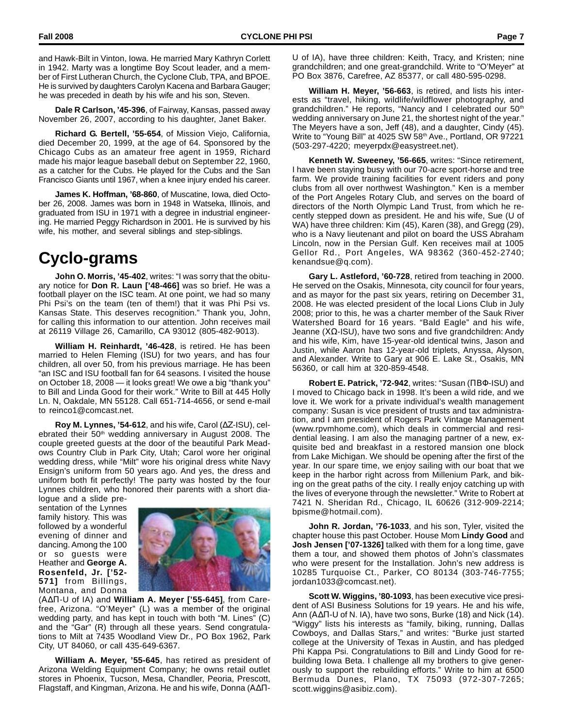and Hawk-Bilt in Vinton, Iowa. He married Mary Kathryn Corlett in 1942. Marty was a longtime Boy Scout leader, and a member of First Lutheran Church, the Cyclone Club, TPA, and BPOE. He is survived by daughters Carolyn Kacena and Barbara Gauger; he was preceded in death by his wife and his son, Steven.

**Dale R Carlson, '45-396**, of Fairway, Kansas, passed away November 26, 2007, according to his daughter, Janet Baker.

**Richard G. Bertell, '55-654**, of Mission Viejo, California, died December 20, 1999, at the age of 64. Sponsored by the Chicago Cubs as an amateur free agent in 1959, Richard made his major league baseball debut on September 22, 1960, as a catcher for the Cubs. He played for the Cubs and the San Francisco Giants until 1967, when a knee injury ended his career.

**James K. Hoffman, '68-860**, of Muscatine, Iowa, died October 26, 2008. James was born in 1948 in Watseka, Illinois, and graduated from ISU in 1971 with a degree in industrial engineering. He married Peggy Richardson in 2001. He is survived by his wife, his mother, and several siblings and step-siblings.

# Cyclo-grams

**John O. Morris, '45-402**, writes: "I was sorry that the obituary notice for **Don R. Laun ['48-466]** was so brief. He was a football player on the ISC team. At one point, we had so many Phi Psi's on the team (ten of them!) that it was Phi Psi vs. Kansas State. This deserves recognition." Thank you, John, for calling this information to our attention. John receives mail at 26119 Village 26, Camarillo, CA 93012 (805-482-9013).

**William H. Reinhardt, '46-428**, is retired. He has been married to Helen Fleming (ISU) for two years, and has four children, all over 50, from his previous marriage. He has been "an ISC and ISU football fan for 64 seasons. I visited the house on October 18, 2008 — it looks great! We owe a big "thank you" to Bill and Linda Good for their work." Write to Bill at 445 Holly Ln. N, Oakdale, MN 55128. Call 651-714-4656, or send e-mail to reinco1@comcast.net.

**Roy M. Lynnes, '54-612**, and his wife, Carol (ΔZ-ISU), celebrated their 50th wedding anniversary in August 2008. The couple greeted guests at the door of the beautiful Park Meadows Country Club in Park City, Utah; Carol wore her original wedding dress, while "Milt" wore his original dress white Navy Ensign's uniform from 50 years ago. And yes, the dress and uniform both fit perfectly! The party was hosted by the four Lynnes children, who honored their parents with a short dialogue and a slide presentation of the Lynnes family history. This was followed by a wonderful evening of dinner and dancing. Among the 100 or so guests were Heather and **George A. Rosenfeld, Jr. ['52-571]** from Billings, Montana, and Donna (AΔΠ-U of IA) and **William A. Meyer ['55-645]**, from Carefree, Arizona. "O'Meyer" (L) was a member of the original wedding party, and has kept in touch with both "M. Lines" (C) and the "Gar" (R) through all these years. Send congratulations to Milt at 7435 Woodland View Dr., PO Box 1962, Park City, UT 84060, or call 435-649-6367.

**William A. Meyer, '55-645**, has retired as president of Arizona Welding Equipment Company; he owns retail outlet stores in Phoenix, Tucson, Mesa, Chandler, Peoria, Prescott, Flagstaff, and Kingman, Arizona. He and his wife, Donna (AΔΠ-U of IA), have three children: Keith, Tracy, and Kristen; nine grandchildren; and one great-grandchild. Write to "O'Meyer" at PO Box 3876, Carefree, AZ 85377, or call 480-595-0298.

**William H. Meyer, '56-663**, is retired, and lists his interests as "travel, hiking, wildlife/wildflower photography, and grandchildren." He reports, "Nancy and I celebrated our 50th wedding anniversary on June 21, the shortest night of the year." The Meyers have a son, Jeff (48), and a daughter, Cindy (45). Write to "Young Bill" at 4025 SW 58th Ave., Portland, OR 97221 (503-297-4220; meyerpdx@easystreet.net).

**Kenneth W. Sweeney, '56-665**, writes: "Since retirement, I have been staying busy with our 70-acre sport-horse and tree farm. We provide training facilities for event riders and pony clubs from all over northwest Washington." Ken is a member of the Port Angeles Rotary Club, and serves on the board of directors of the North Olympic Land Trust, from which he recently stepped down as president. He and his wife, Sue (U of WA) have three children: Kim (45), Karen (38), and Gregg (29), who is a Navy lieutenant and pilot on board the USS Abraham Lincoln, now in the Persian Gulf. Ken receives mail at 1005 Gellor Rd., Port Angeles, WA 98362 (360-452-2740; kenandsue@q.com).

**Gary L. Astleford, '60-728**, retired from teaching in 2000. He served on the Osakis, Minnesota, city council for four years, and as mayor for the past six years, retiring on December 31, 2008. He was elected president of the local Lions Club in July 2008; prior to this, he was a charter member of the Sauk River Watershed Board for 16 years. "Bald Eagle" and his wife, Jeanne (XΩ-ISU), have two sons and five grandchildren: Andy and his wife, Kim, have 15-year-old identical twins, Jason and Justin, while Aaron has 12-year-old triplets, Anyssa, Alyson, and Alexander. Write to Gary at 906 E. Lake St., Osakis, MN 56360, or call him at 320-859-4548.

**Robert E. Patrick, '72-942**, writes: "Susan (ΠBΦ-ISU) and I moved to Chicago back in 1998. It's been a wild ride, and we love it. We work for a private individual's wealth management company: Susan is vice president of trusts and tax administration, and I am president of Rogers Park Vintage Management (www.rpvmhome.com), which deals in commercial and residential leasing. I am also the managing partner of a new, exquisite bed and breakfast in a restored mansion one block from Lake Michigan. We should be opening after the first of the year. In our spare time, we enjoy sailing with our boat that we keep in the harbor right across from Millenium Park, and biking on the great paths of the city. I really enjoy catching up with the lives of everyone through the newsletter." Write to Robert at 7421 N. Sheridan Rd., Chicago, IL 60626 (312-909-2214; bpisme@hotmail.com).

**John R. Jordan, '76-1033**, and his son, Tyler, visited the chapter house this past October. House Mom **Lindy Good** and **Josh Jensen ['07-1326]** talked with them for a long time, gave them a tour, and showed them photos of John's classmates who were present for the Installation. John's new address is 10285 Turquoise Ct., Parker, CO 80134 (303-746-7755; jordan1033@comcast.net).

**Scott W. Wiggins, '80-1093**, has been executive vice president of ASI Business Solutions for 19 years. He and his wife, Ann (AΔΠ-U of N. IA), have two sons, Burke (18) and Nick (14). "Wiggy" lists his interests as "family, biking, running, Dallas Cowboys, and Dallas Stars," and writes: "Burke just started college at the University of Texas in Austin, and has pledged Phi Kappa Psi. Congratulations to Bill and Lindy Good for rebuilding Iowa Beta. I challenge all my brothers to give generously to support the rebuilding efforts." Write to him at 6500 Bermuda Dunes, Plano, TX 75093 (972-307-7265; scott.wiggins@asibiz.com).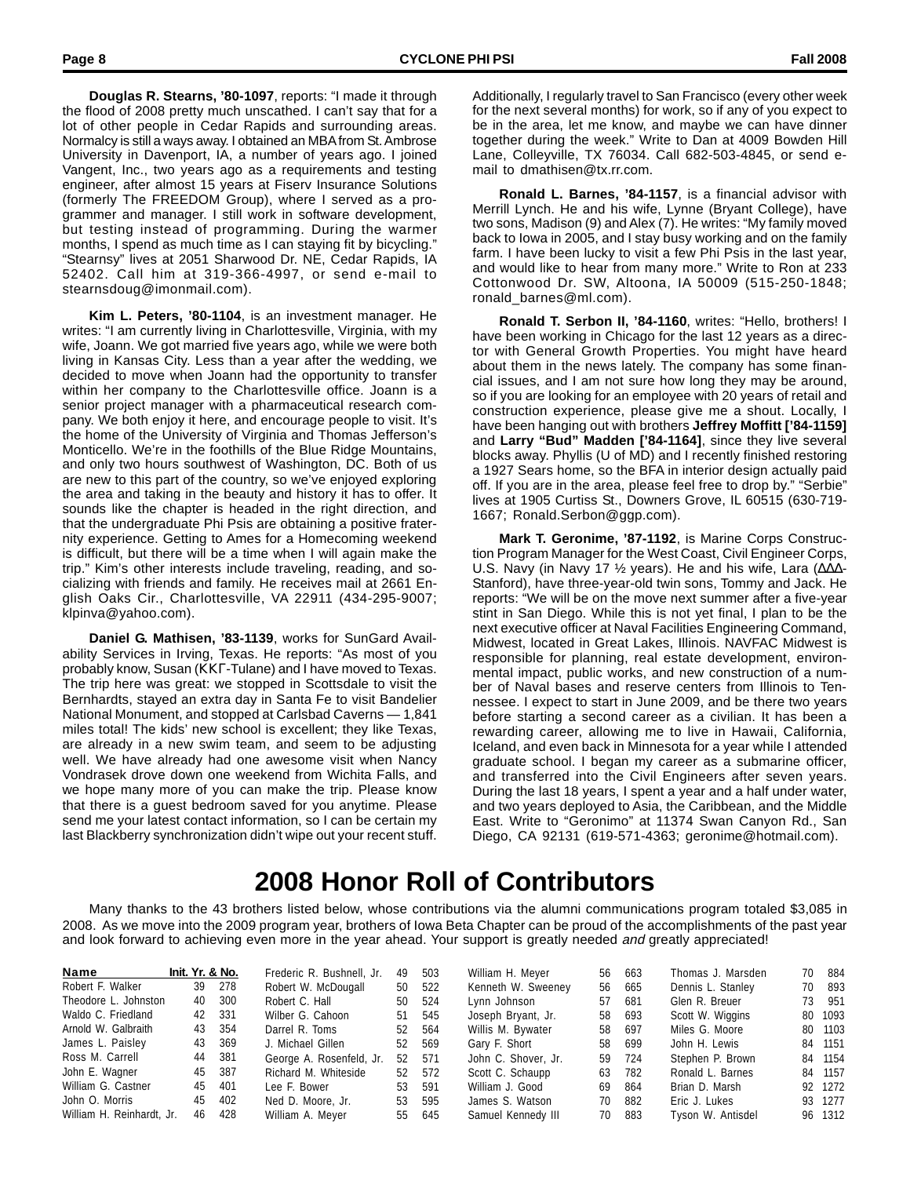**Douglas R. Stearns, ’80-1097**, reports: “I made it through the flood of 2008 pretty much unscathed. I can’t say that for a lot of other people in Cedar Rapids and surrounding areas. Normalcy is still a ways away. I obtained an MBA from St. Ambrose University in Davenport, IA, a number of years ago. I joined Vangent, Inc., two years ago as a requirements and testing engineer, after almost 15 years at Fiserv Insurance Solutions (formerly The FREEDOM Group), where I served as a programmer and manager. I still work in software development, but testing instead of programming. During the warmer months, I spend as much time as I can staying fit by bicycling.” “Stearnsy” lives at 2051 Sharwood Dr. NE, Cedar Rapids, IA 52402. Call him at 319-366-4997, or send e-mail to stearnsdoug@imonmail.com).

**Kim L. Peters, ’80-1104**, is an investment manager. He writes: “I am currently living in Charlottesville, Virginia, with my wife, Joann. We got married five years ago, while we were both living in Kansas City. Less than a year after the wedding, we decided to move when Joann had the opportunity to transfer within her company to the Charlottesville office. Joann is a senior project manager with a pharmaceutical research company. We both enjoy it here, and encourage people to visit. It’s the home of the University of Virginia and Thomas Jefferson’s Monticello. We’re in the foothills of the Blue Ridge Mountains, and only two hours southwest of Washington, DC. Both of us are new to this part of the country, so we’ve enjoyed exploring the area and taking in the beauty and history it has to offer. It sounds like the chapter is headed in the right direction, and that the undergraduate Phi Psis are obtaining a positive fraternity experience. Getting to Ames for a Homecoming weekend is difficult, but there will be a time when I will again make the trip.” Kim’s other interests include traveling, reading, and socializing with friends and family. He receives mail at 2661 English Oaks Cir., Charlottesville, VA 22911 (434-295-9007; klpinva@yahoo.com).

**Daniel G. Mathisen, ’83-1139**, works for SunGard Availability Services in Irving, Texas. He reports: “As most of you probably know, Susan (ΚΚΓ-Tulane) and I have moved to Texas. The trip here was great: we stopped in Scottsdale to visit the Bernhardts, stayed an extra day in Santa Fe to visit Bandelier National Monument, and stopped at Carlsbad Caverns — 1,841 miles total! The kids’ new school is excellent; they like Texas, are already in a new swim team, and seem to be adjusting well. We have already had one awesome visit when Nancy Vondrasek drove down one weekend from Wichita Falls, and we hope many more of you can make the trip. Please know that there is a guest bedroom saved for you anytime. Please send me your latest contact information, so I can be certain my last Blackberry synchronization didn’t wipe out your recent stuff. Additionally, I regularly travel to San Francisco (every other week for the next several months) for work, so if any of you expect to be in the area, let me know, and maybe we can have dinner together during the week.” Write to Dan at 4009 Bowden Hill Lane, Colleyville, TX 76034. Call 682-503-4845, or send e-mail to dmathisen@tx.rr.com.

**Ronald L. Barnes, ’84-1157**, is a financial advisor with Merrill Lynch. He and his wife, Lynne (Bryant College), have two sons, Madison (9) and Alex (7). He writes: “My family moved back to Iowa in 2005, and I stay busy working and on the family farm. I have been lucky to visit a few Phi Psis in the last year, and would like to hear from many more.” Write to Ron at 233 Cottonwood Dr. SW, Altoona, IA 50009 (515-250-1848; ronald_barnes@ml.com).

**Ronald T. Serbon II, ’84-1160**, writes: “Hello, brothers! I have been working in Chicago for the last 12 years as a director with General Growth Properties. You might have heard about them in the news lately. The company has some financial issues, and I am not sure how long they may be around, so if you are looking for an employee with 20 years of retail and construction experience, please give me a shout. Locally, I have been hanging out with brothers **Jeffrey Moffitt [’84-1159]** and **Larry “Bud” Madden [’84-1164]**, since they live several blocks away. Phyllis (U of MD) and I recently finished restoring a 1927 Sears home, so the BFA in interior design actually paid off. If you are in the area, please feel free to drop by.” “Serbie” lives at 1905 Curtiss St., Downers Grove, IL 60515 (630-719-1667; Ronald.Serbon@ggp.com).

**Mark T. Geronime, ’87-1192**, is Marine Corps Construction Program Manager for the West Coast, Civil Engineer Corps, U.S. Navy (in Navy 17 ½ years). He and his wife, Lara (ΔΔΔ-Stanford), have three-year-old twin sons, Tommy and Jack. He reports: “We will be on the move next summer after a five-year stint in San Diego. While this is not yet final, I plan to be the next executive officer at Naval Facilities Engineering Command, Midwest, located in Great Lakes, Illinois. NAVFAC Midwest is responsible for planning, real estate development, environmental impact, public works, and new construction of a number of Naval bases and reserve centers from Illinois to Tennessee. I expect to start in June 2009, and be there two years before starting a second career as a civilian. It has been a rewarding career, allowing me to live in Hawaii, California, Iceland, and even back in Minnesota for a year while I attended graduate school. I began my career as a submarine officer, and transferred into the Civil Engineers after seven years. During the last 18 years, I spent a year and a half under water, and two years deployed to Asia, the Caribbean, and the Middle East. Write to “Geronimo” at 11374 Swan Canyon Rd., San Diego, CA 92131 (619-571-4363; geronime@hotmail.com).

# 2008 Honor Roll of Contributors

Many thanks to the 43 brothers listed below, whose contributions via the alumni communications program totaled $3,085 in 2008. As we move into the 2009 program year, brothers of Iowa Beta Chapter can be proud of the accomplishments of the past year and look forward to achieving even more in the year ahead. Your support is greatly needed *and* greatly appreciated!

| Name | Init. Yr. | No. |
|---|---|---|
| Robert F. Walker | 39 | 278 |
| Theodore L. Johnston | 40 | 300 |
| Waldo C. Friedland | 42 | 331 |
| Arnold W. Galbraith | 43 | 354 |
| James L. Paisley | 43 | 369 |
| Ross M. Carrell | 44 | 381 |
| John E. Wagner | 45 | 387 |
| William G. Castner | 45 | 401 |
| John O. Morris | 45 | 402 |
| William H. Reinhardt, Jr. | 46 | 428 |
| Frederic R. Bushnell, Jr. | 49 | 503 |
| Robert W. McDougall | 50 | 522 |
| Robert C. Hall | 50 | 524 |
| Wilber G. Cahoon | 51 | 545 |
| Darrel R. Toms | 52 | 564 |
| J. Michael Gillen | 52 | 569 |
| George A. Rosenfeld, Jr. | 52 | 571 |
| Richard M. Whiteside | 52 | 572 |
| Lee F. Bower | 53 | 591 |
| Ned D. Moore, Jr. | 53 | 595 |
| William A. Meyer | 55 | 645 |
| William H. Meyer | 56 | 663 |
| Kenneth W. Sweeney | 56 | 665 |
| Lynn Johnson | 57 | 681 |
| Joseph Bryant, Jr. | 58 | 693 |
| Willis M. Bywater | 58 | 697 |
| Gary F. Short | 58 | 699 |
| John C. Shover, Jr. | 59 | 724 |
| Scott C. Schaupp | 63 | 782 |
| William J. Good | 69 | 864 |
| James S. Watson | 70 | 882 |
| Samuel Kennedy III | 70 | 883 |
| Thomas J. Marsden | 70 | 884 |
| Dennis L. Stanley | 70 | 893 |
| Glen R. Breuer | 73 | 951 |
| Scott W. Wiggins | 80 | 1093 |
| Miles G. Moore | 80 | 1103 |
| John H. Lewis | 84 | 1151 |
| Stephen P. Brown | 84 | 1154 |
| Ronald L. Barnes | 84 | 1157 |
| Brian D. Marsh | 92 | 1272 |
| Eric J. Lukes | 93 | 1277 |
| Tyson W. Antisdel | 96 | 1312 |